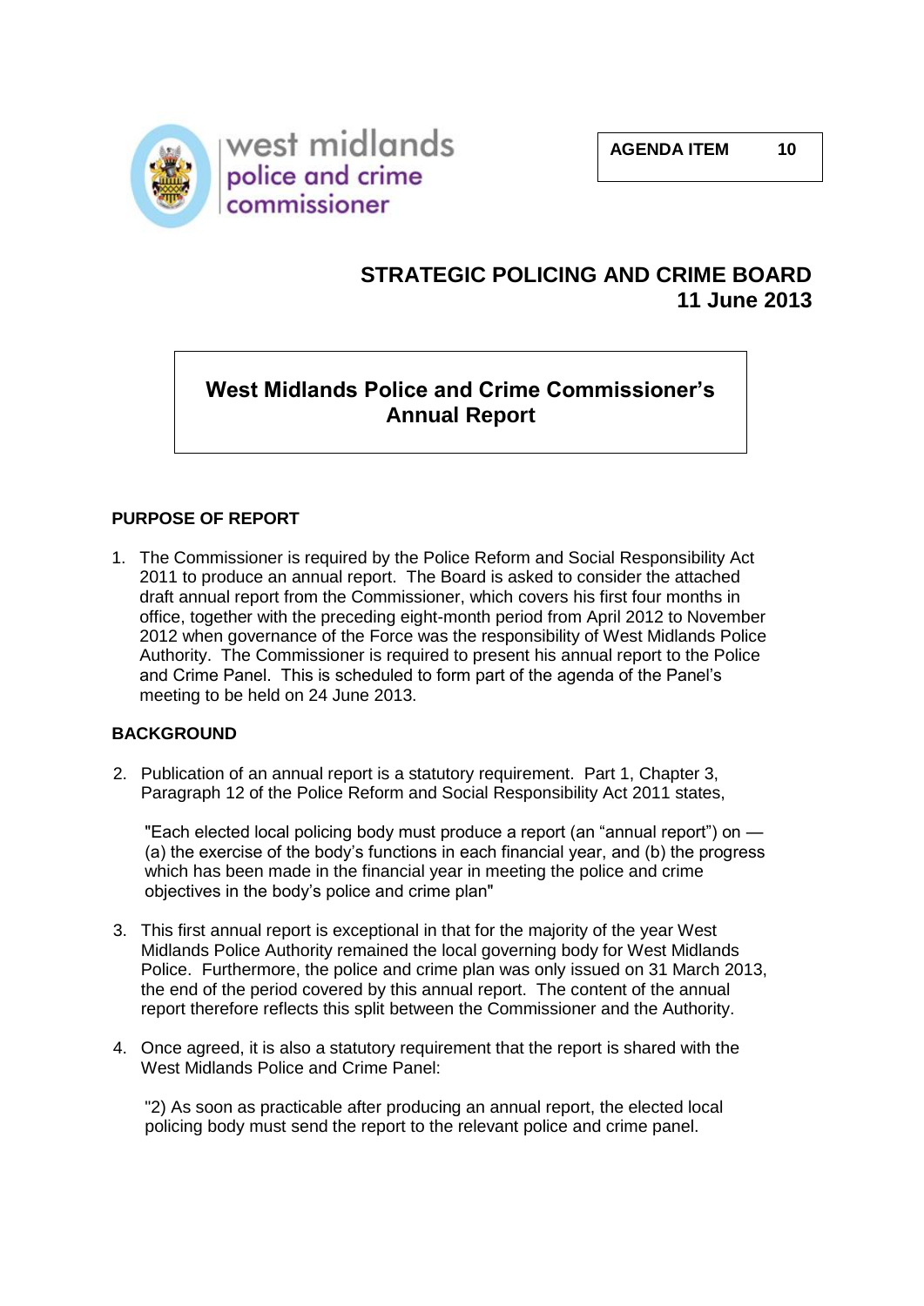west midlands police and crime commissioner

**AGENDA ITEM 10**

# STRATEGIC POLICING AND CRIME BOARD
## 11 June 2013

## West Midlands Police and Crime Commissioner's Annual Report

### PURPOSE OF REPORT

1. The Commissioner is required by the Police Reform and Social Responsibility Act 2011 to produce an annual report. The Board is asked to consider the attached draft annual report from the Commissioner, which covers his first four months in office, together with the preceding eight-month period from April 2012 to November 2012 when governance of the Force was the responsibility of West Midlands Police Authority. The Commissioner is required to present his annual report to the Police and Crime Panel. This is scheduled to form part of the agenda of the Panel's meeting to be held on 24 June 2013.

### BACKGROUND

2. Publication of an annual report is a statutory requirement. Part 1, Chapter 3, Paragraph 12 of the Police Reform and Social Responsibility Act 2011 states,

   "Each elected local policing body must produce a report (an "annual report") on — (a) the exercise of the body's functions in each financial year, and (b) the progress which has been made in the financial year in meeting the police and crime objectives in the body's police and crime plan"

3. This first annual report is exceptional in that for the majority of the year West Midlands Police Authority remained the local governing body for West Midlands Police. Furthermore, the police and crime plan was only issued on 31 March 2013, the end of the period covered by this annual report. The content of the annual report therefore reflects this split between the Commissioner and the Authority.

4. Once agreed, it is also a statutory requirement that the report is shared with the West Midlands Police and Crime Panel:

   "2) As soon as practicable after producing an annual report, the elected local policing body must send the report to the relevant police and crime panel.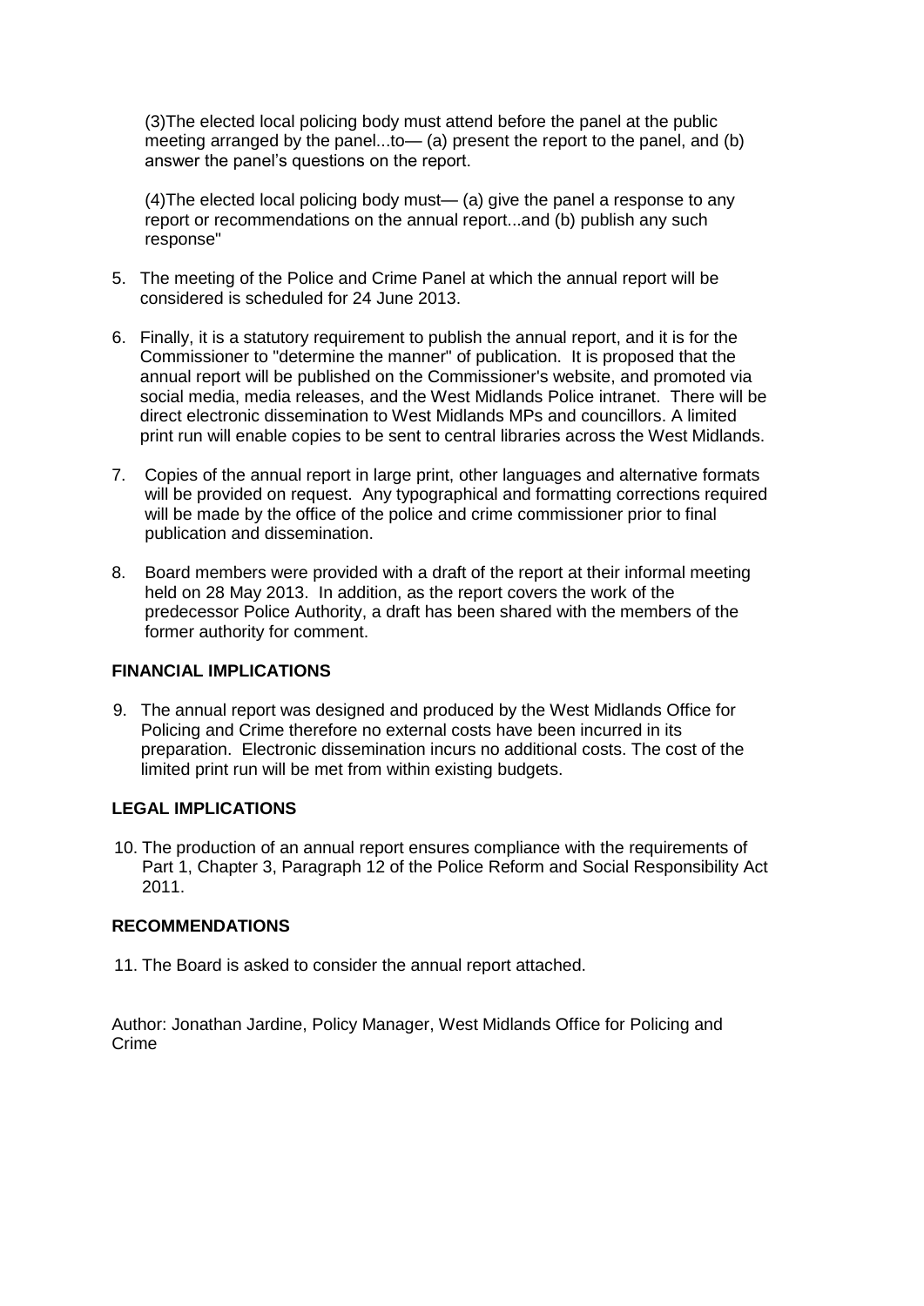(3)The elected local policing body must attend before the panel at the public meeting arranged by the panel...to— (a) present the report to the panel, and (b) answer the panel's questions on the report.

(4)The elected local policing body must— (a) give the panel a response to any report or recommendations on the annual report...and (b) publish any such response"

5. The meeting of the Police and Crime Panel at which the annual report will be considered is scheduled for 24 June 2013.

6. Finally, it is a statutory requirement to publish the annual report, and it is for the Commissioner to "determine the manner" of publication. It is proposed that the annual report will be published on the Commissioner's website, and promoted via social media, media releases, and the West Midlands Police intranet. There will be direct electronic dissemination to West Midlands MPs and councillors. A limited print run will enable copies to be sent to central libraries across the West Midlands.

7. Copies of the annual report in large print, other languages and alternative formats will be provided on request. Any typographical and formatting corrections required will be made by the office of the police and crime commissioner prior to final publication and dissemination.

8. Board members were provided with a draft of the report at their informal meeting held on 28 May 2013. In addition, as the report covers the work of the predecessor Police Authority, a draft has been shared with the members of the former authority for comment.

**FINANCIAL IMPLICATIONS**

9. The annual report was designed and produced by the West Midlands Office for Policing and Crime therefore no external costs have been incurred in its preparation. Electronic dissemination incurs no additional costs. The cost of the limited print run will be met from within existing budgets.

**LEGAL IMPLICATIONS**

10. The production of an annual report ensures compliance with the requirements of Part 1, Chapter 3, Paragraph 12 of the Police Reform and Social Responsibility Act 2011.

**RECOMMENDATIONS**

11. The Board is asked to consider the annual report attached.

Author: Jonathan Jardine, Policy Manager, West Midlands Office for Policing and Crime